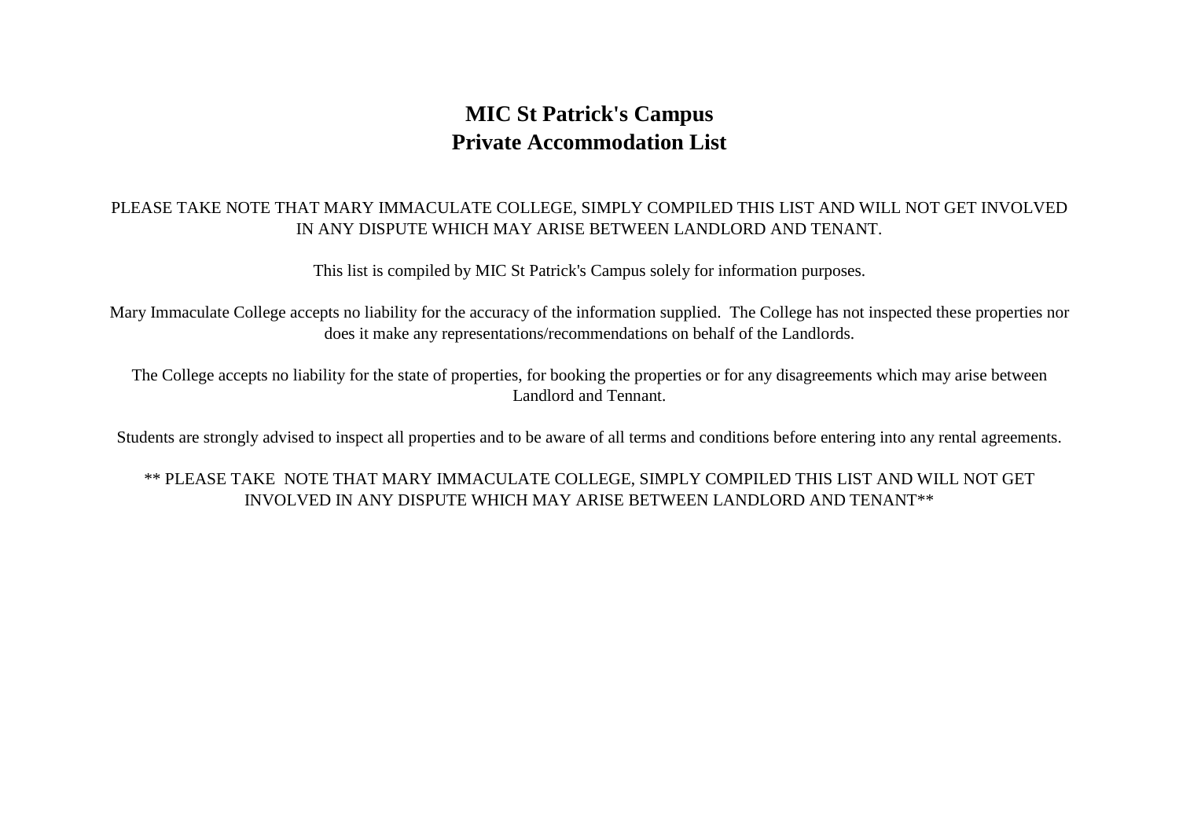# MIC St Patrick's Campus
# Private Accommodation List

PLEASE TAKE NOTE THAT MARY IMMACULATE COLLEGE, SIMPLY COMPILED THIS LIST AND WILL NOT GET INVOLVED IN ANY DISPUTE WHICH MAY ARISE BETWEEN LANDLORD AND TENANT.

This list is compiled by MIC St Patrick's Campus solely for information purposes.

Mary Immaculate College accepts no liability for the accuracy of the information supplied. The College has not inspected these properties nor does it make any representations/recommendations on behalf of the Landlords.

The College accepts no liability for the state of properties, for booking the properties or for any disagreements which may arise between Landlord and Tennant.

Students are strongly advised to inspect all properties and to be aware of all terms and conditions before entering into any rental agreements.

** PLEASE TAKE NOTE THAT MARY IMMACULATE COLLEGE, SIMPLY COMPILED THIS LIST AND WILL NOT GET INVOLVED IN ANY DISPUTE WHICH MAY ARISE BETWEEN LANDLORD AND TENANT**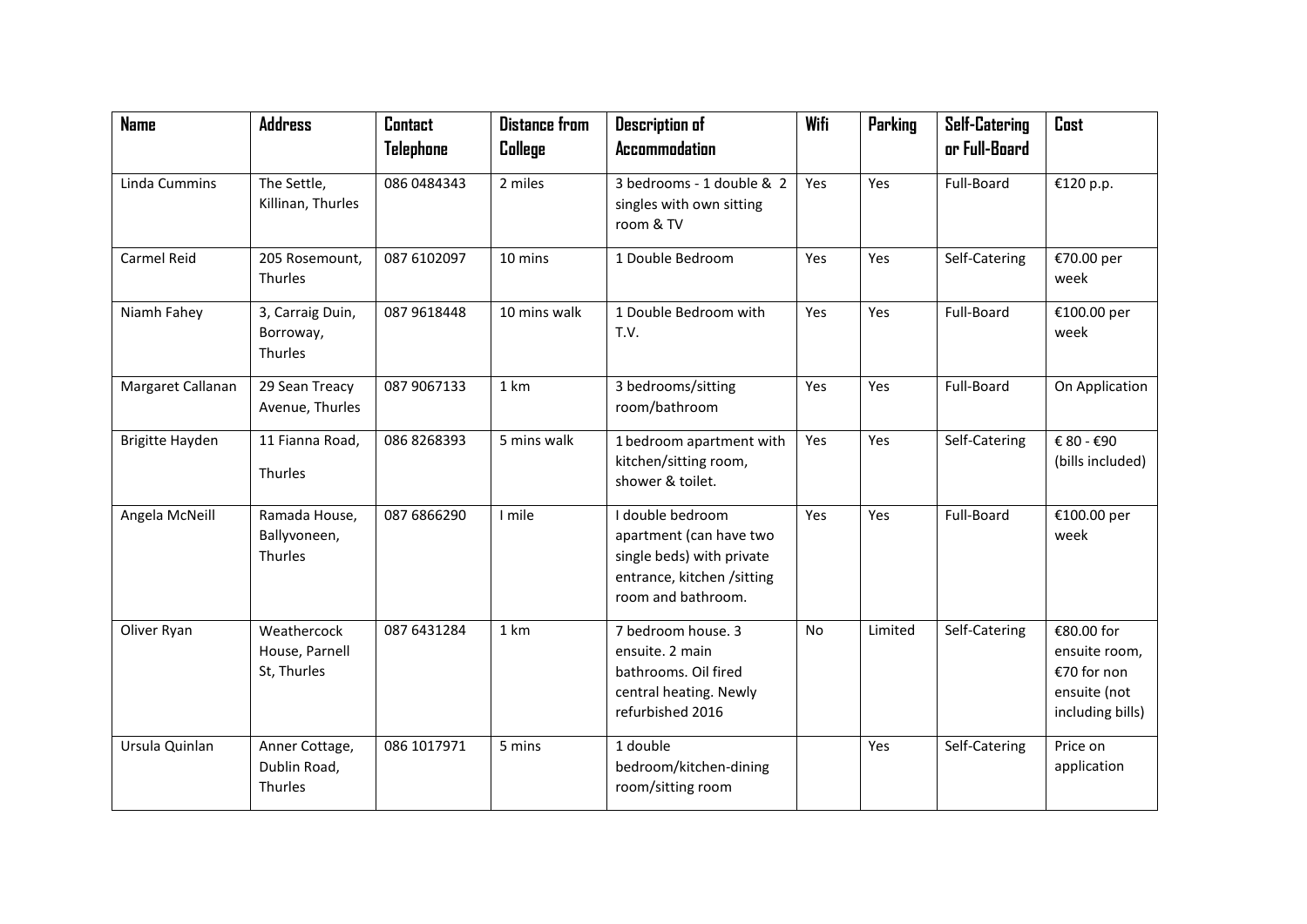| Name | Address | Contact Telephone | Distance from College | Description of Accommodation | Wifi | Parking | Self-Catering or Full-Board | Cost |
|---|---|---|---|---|---|---|---|---|
| Linda Cummins | The Settle, Killinan, Thurles | 086 0484343 | 2 miles | 3 bedrooms - 1 double & 2 singles with own sitting room & TV | Yes | Yes | Full-Board | €120 p.p. |
| Carmel Reid | 205 Rosemount, Thurles | 087 6102097 | 10 mins | 1 Double Bedroom | Yes | Yes | Self-Catering | €70.00 per week |
| Niamh Fahey | 3, Carraig Duin, Borroway, Thurles | 087 9618448 | 10 mins walk | 1 Double Bedroom with T.V. | Yes | Yes | Full-Board | €100.00 per week |
| Margaret Callanan | 29 Sean Treacy Avenue, Thurles | 087 9067133 | 1 km | 3 bedrooms/sitting room/bathroom | Yes | Yes | Full-Board | On Application |
| Brigitte Hayden | 11 Fianna Road, Thurles | 086 8268393 | 5 mins walk | 1 bedroom apartment with kitchen/sitting room, shower & toilet. | Yes | Yes | Self-Catering | € 80 - €90 (bills included) |
| Angela McNeill | Ramada House, Ballyvoneen, Thurles | 087 6866290 | I mile | I double bedroom apartment (can have two single beds) with private entrance, kitchen /sitting room and bathroom. | Yes | Yes | Full-Board | €100.00 per week |
| Oliver Ryan | Weathercock House, Parnell St, Thurles | 087 6431284 | 1 km | 7 bedroom house. 3 ensuite. 2 main bathrooms. Oil fired central heating. Newly refurbished 2016 | No | Limited | Self-Catering | €80.00 for ensuite room, €70 for non ensuite (not including bills) |
| Ursula Quinlan | Anner Cottage, Dublin Road, Thurles | 086 1017971 | 5 mins | 1 double bedroom/kitchen-dining room/sitting room | | Yes | Self-Catering | Price on application |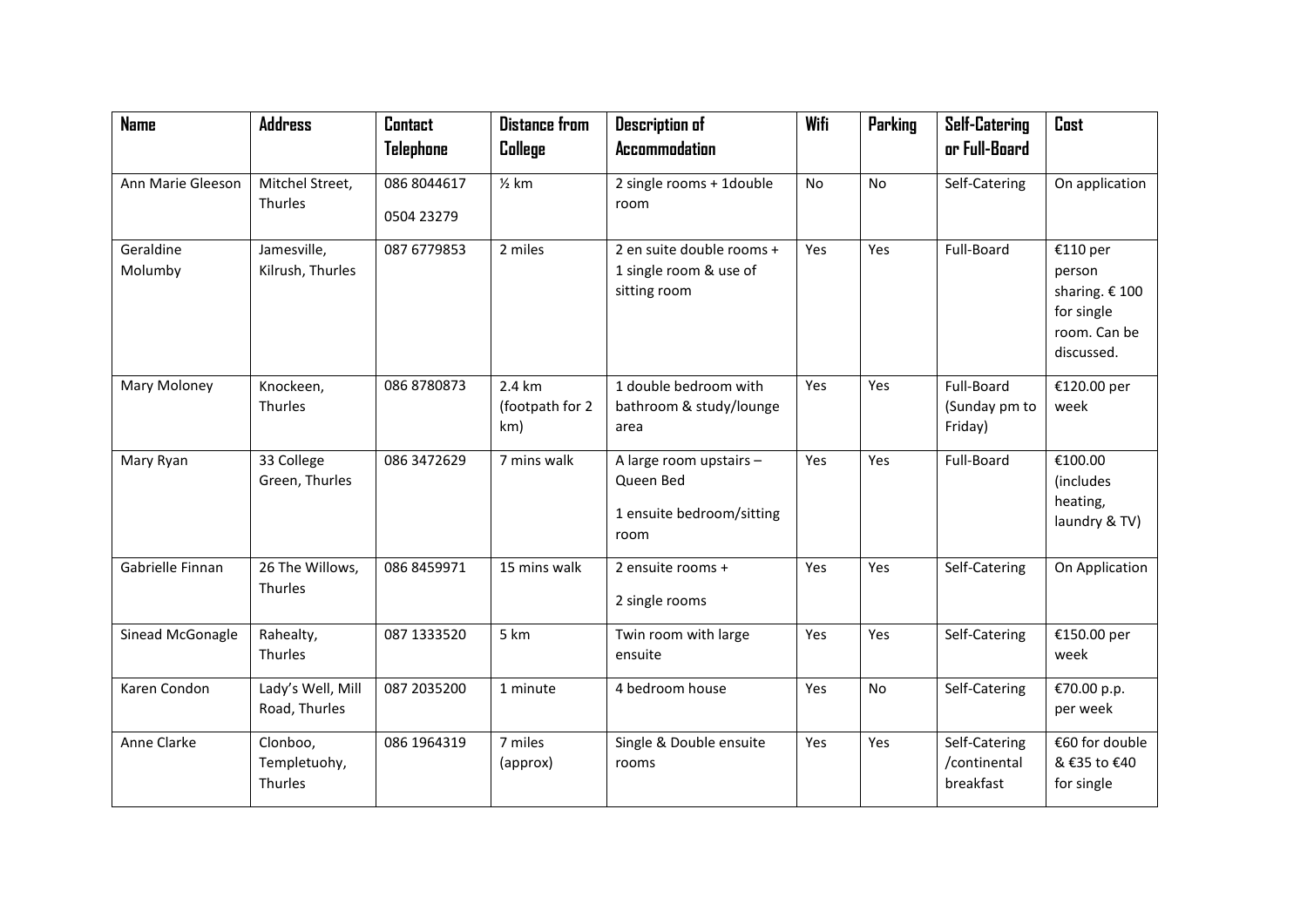| Name | Address | Contact Telephone | Distance from College | Description of Accommodation | Wifi | Parking | Self-Catering or Full-Board | Cost |
|---|---|---|---|---|---|---|---|---|
| Ann Marie Gleeson | Mitchel Street, Thurles | 086 8044617<br>0504 23279 | ½ km | 2 single rooms + 1double room | No | No | Self-Catering | On application |
| Geraldine Molumby | Jamesville, Kilrush, Thurles | 087 6779853 | 2 miles | 2 en suite double rooms + 1 single room & use of sitting room | Yes | Yes | Full-Board | €110 per person sharing. € 100 for single room. Can be discussed. |
| Mary Moloney | Knockeen, Thurles | 086 8780873 | 2.4 km (footpath for 2 km) | 1 double bedroom with bathroom & study/lounge area | Yes | Yes | Full-Board (Sunday pm to Friday) | €120.00 per week |
| Mary Ryan | 33 College Green, Thurles | 086 3472629 | 7 mins walk | A large room upstairs – Queen Bed<br>1 ensuite bedroom/sitting room | Yes | Yes | Full-Board | €100.00 (includes heating, laundry & TV) |
| Gabrielle Finnan | 26 The Willows, Thurles | 086 8459971 | 15 mins walk | 2 ensuite rooms +<br>2 single rooms | Yes | Yes | Self-Catering | On Application |
| Sinead McGonagle | Rahealty, Thurles | 087 1333520 | 5 km | Twin room with large ensuite | Yes | Yes | Self-Catering | €150.00 per week |
| Karen Condon | Lady's Well, Mill Road, Thurles | 087 2035200 | 1 minute | 4 bedroom house | Yes | No | Self-Catering | €70.00 p.p. per week |
| Anne Clarke | Clonboo, Templetuohy, Thurles | 086 1964319 | 7 miles (approx) | Single & Double ensuite rooms | Yes | Yes | Self-Catering /continental breakfast | €60 for double & €35 to €40 for single |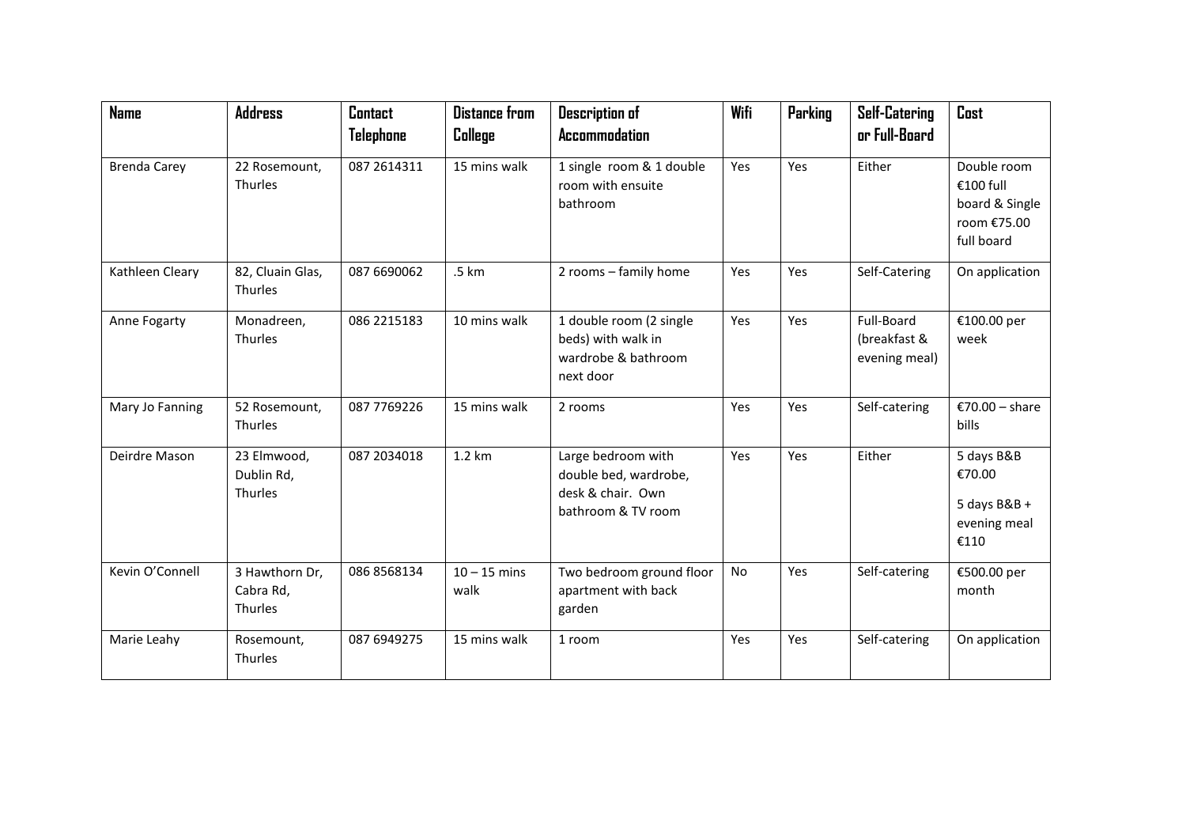| Name | Address | Contact Telephone | Distance from College | Description of Accommodation | Wifi | Parking | Self-Catering or Full-Board | Cost |
|---|---|---|---|---|---|---|---|---|
| Brenda Carey | 22 Rosemount, Thurles | 087 2614311 | 15 mins walk | 1 single room & 1 double room with ensuite bathroom | Yes | Yes | Either | Double room €100 full board & Single room €75.00 full board |
| Kathleen Cleary | 82, Cluain Glas, Thurles | 087 6690062 | .5 km | 2 rooms – family home | Yes | Yes | Self-Catering | On application |
| Anne Fogarty | Monadreen, Thurles | 086 2215183 | 10 mins walk | 1 double room (2 single beds) with walk in wardrobe & bathroom next door | Yes | Yes | Full-Board (breakfast & evening meal) | €100.00 per week |
| Mary Jo Fanning | 52 Rosemount, Thurles | 087 7769226 | 15 mins walk | 2 rooms | Yes | Yes | Self-catering | €70.00 – share bills |
| Deirdre Mason | 23 Elmwood, Dublin Rd, Thurles | 087 2034018 | 1.2 km | Large bedroom with double bed, wardrobe, desk & chair. Own bathroom & TV room | Yes | Yes | Either | 5 days B&B €70.00<br>5 days B&B + evening meal €110 |
| Kevin O'Connell | 3 Hawthorn Dr, Cabra Rd, Thurles | 086 8568134 | 10 – 15 mins walk | Two bedroom ground floor apartment with back garden | No | Yes | Self-catering | €500.00 per month |
| Marie Leahy | Rosemount, Thurles | 087 6949275 | 15 mins walk | 1 room | Yes | Yes | Self-catering | On application |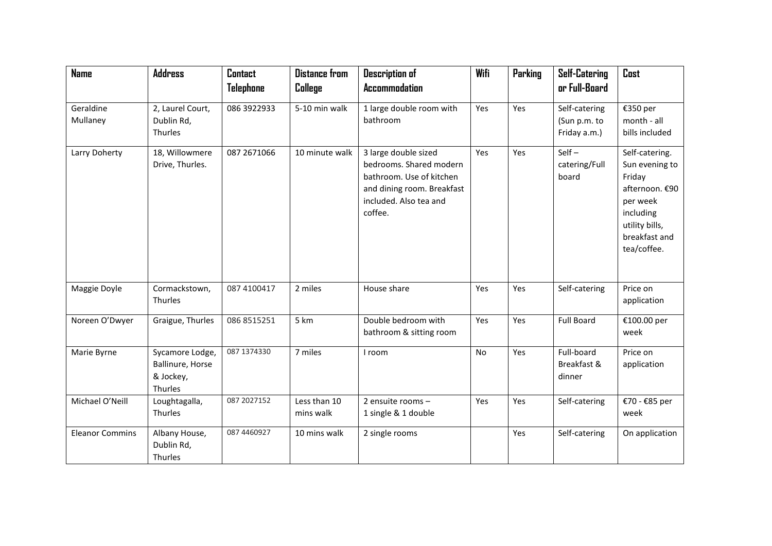| Name | Address | Contact Telephone | Distance from College | Description of Accommodation | Wifi | Parking | Self-Catering or Full-Board | Cost |
|---|---|---|---|---|---|---|---|---|
| Geraldine Mullaney | 2, Laurel Court, Dublin Rd, Thurles | 086 3922933 | 5-10 min walk | 1 large double room with bathroom | Yes | Yes | Self-catering (Sun p.m. to Friday a.m.) | €350 per month - all bills included |
| Larry Doherty | 18, Willowmere Drive, Thurles. | 087 2671066 | 10 minute walk | 3 large double sized bedrooms. Shared modern bathroom. Use of kitchen and dining room. Breakfast included. Also tea and coffee. | Yes | Yes | Self – catering/Full board | Self-catering. Sun evening to Friday afternoon. €90 per week including utility bills, breakfast and tea/coffee. |
| Maggie Doyle | Cormackstown, Thurles | 087 4100417 | 2 miles | House share | Yes | Yes | Self-catering | Price on application |
| Noreen O'Dwyer | Graigue, Thurles | 086 8515251 | 5 km | Double bedroom with bathroom & sitting room | Yes | Yes | Full Board | €100.00 per week |
| Marie Byrne | Sycamore Lodge, Ballinure, Horse & Jockey, Thurles | 087 1374330 | 7 miles | I room | No | Yes | Full-board Breakfast & dinner | Price on application |
| Michael O'Neill | Loughtagalla, Thurles | 087 2027152 | Less than 10 mins walk | 2 ensuite rooms – 1 single & 1 double | Yes | Yes | Self-catering | €70 - €85 per week |
| Eleanor Commins | Albany House, Dublin Rd, Thurles | 087 4460927 | 10 mins walk | 2 single rooms | | Yes | Self-catering | On application |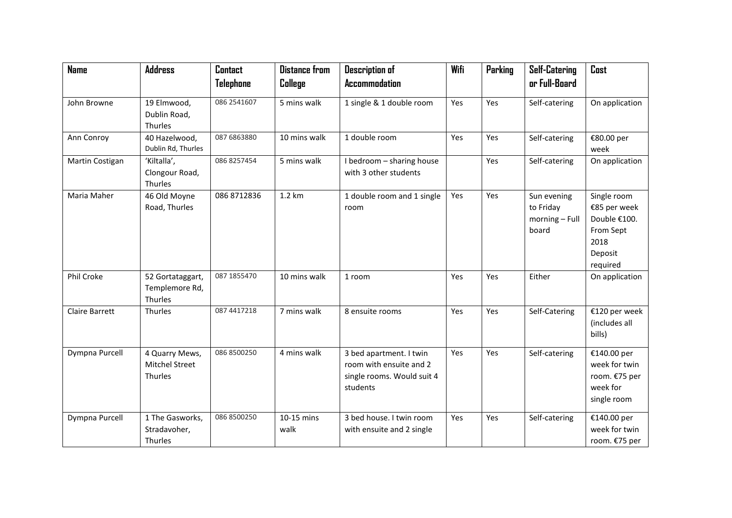| Name | Address | Contact Telephone | Distance from College | Description of Accommodation | Wifi | Parking | Self-Catering or Full-Board | Cost |
|---|---|---|---|---|---|---|---|---|
| John Browne | 19 Elmwood, Dublin Road, Thurles | 086 2541607 | 5 mins walk | 1 single & 1 double room | Yes | Yes | Self-catering | On application |
| Ann Conroy | 40 Hazelwood, Dublin Rd, Thurles | 087 6863880 | 10 mins walk | 1 double room | Yes | Yes | Self-catering | €80.00 per week |
| Martin Costigan | 'Kiltalla', Clongour Road, Thurles | 086 8257454 | 5 mins walk | I bedroom – sharing house with 3 other students | | Yes | Self-catering | On application |
| Maria Maher | 46 Old Moyne Road, Thurles | 086 8712836 | 1.2 km | 1 double room and 1 single room | Yes | Yes | Sun evening to Friday morning – Full board | Single room €85 per week Double €100. From Sept 2018 Deposit required |
| Phil Croke | 52 Gortataggart, Templemore Rd, Thurles | 087 1855470 | 10 mins walk | 1 room | Yes | Yes | Either | On application |
| Claire Barrett | Thurles | 087 4417218 | 7 mins walk | 8 ensuite rooms | Yes | Yes | Self-Catering | €120 per week (includes all bills) |
| Dympna Purcell | 4 Quarry Mews, Mitchel Street Thurles | 086 8500250 | 4 mins walk | 3 bed apartment. I twin room with ensuite and 2 single rooms. Would suit 4 students | Yes | Yes | Self-catering | €140.00 per week for twin room. €75 per week for single room |
| Dympna Purcell | 1 The Gasworks, Stradavoher, Thurles | 086 8500250 | 10-15 mins walk | 3 bed house. I twin room with ensuite and 2 single | Yes | Yes | Self-catering | €140.00 per week for twin room. €75 per |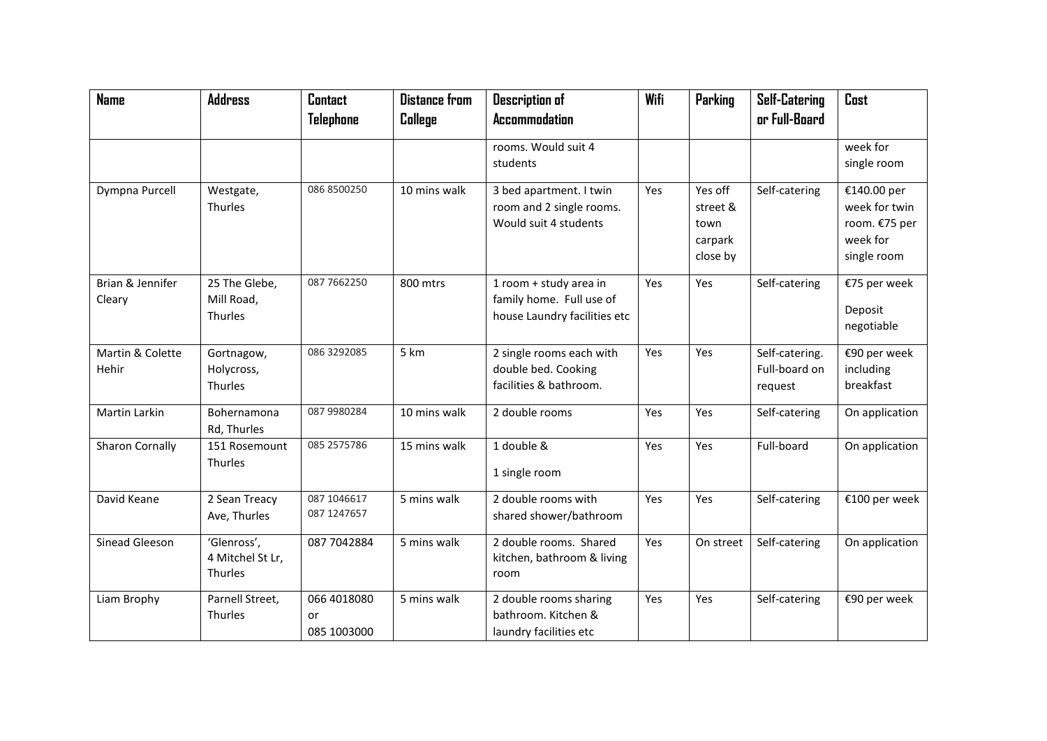| Name | Address | Contact Telephone | Distance from College | Description of Accommodation | Wifi | Parking | Self-Catering or Full-Board | Cost |
|---|---|---|---|---|---|---|---|---|
| | | | | rooms. Would suit 4 students | | | | week for single room |
| Dympna Purcell | Westgate, Thurles | 086 8500250 | 10 mins walk | 3 bed apartment. I twin room and 2 single rooms. Would suit 4 students | Yes | Yes off street & town carpark close by | Self-catering | €140.00 per week for twin room. €75 per week for single room |
| Brian & Jennifer Cleary | 25 The Glebe, Mill Road, Thurles | 087 7662250 | 800 mtrs | 1 room + study area in family home. Full use of house Laundry facilities etc | Yes | Yes | Self-catering | €75 per week<br>Deposit negotiable |
| Martin & Colette Hehir | Gortnagow, Holycross, Thurles | 086 3292085 | 5 km | 2 single rooms each with double bed. Cooking facilities & bathroom. | Yes | Yes | Self-catering. Full-board on request | €90 per week including breakfast |
| Martin Larkin | Bohernamona Rd, Thurles | 087 9980284 | 10 mins walk | 2 double rooms | Yes | Yes | Self-catering | On application |
| Sharon Cornally | 151 Rosemount Thurles | 085 2575786 | 15 mins walk | 1 double &<br>1 single room | Yes | Yes | Full-board | On application |
| David Keane | 2 Sean Treacy Ave, Thurles | 087 1046617<br>087 1247657 | 5 mins walk | 2 double rooms with shared shower/bathroom | Yes | Yes | Self-catering | €100 per week |
| Sinead Gleeson | 'Glenross', 4 Mitchel St Lr, Thurles | 087 7042884 | 5 mins walk | 2 double rooms. Shared kitchen, bathroom & living room | Yes | On street | Self-catering | On application |
| Liam Brophy | Parnell Street, Thurles | 066 4018080 or 085 1003000 | 5 mins walk | 2 double rooms sharing bathroom. Kitchen & laundry facilities etc | Yes | Yes | Self-catering | €90 per week |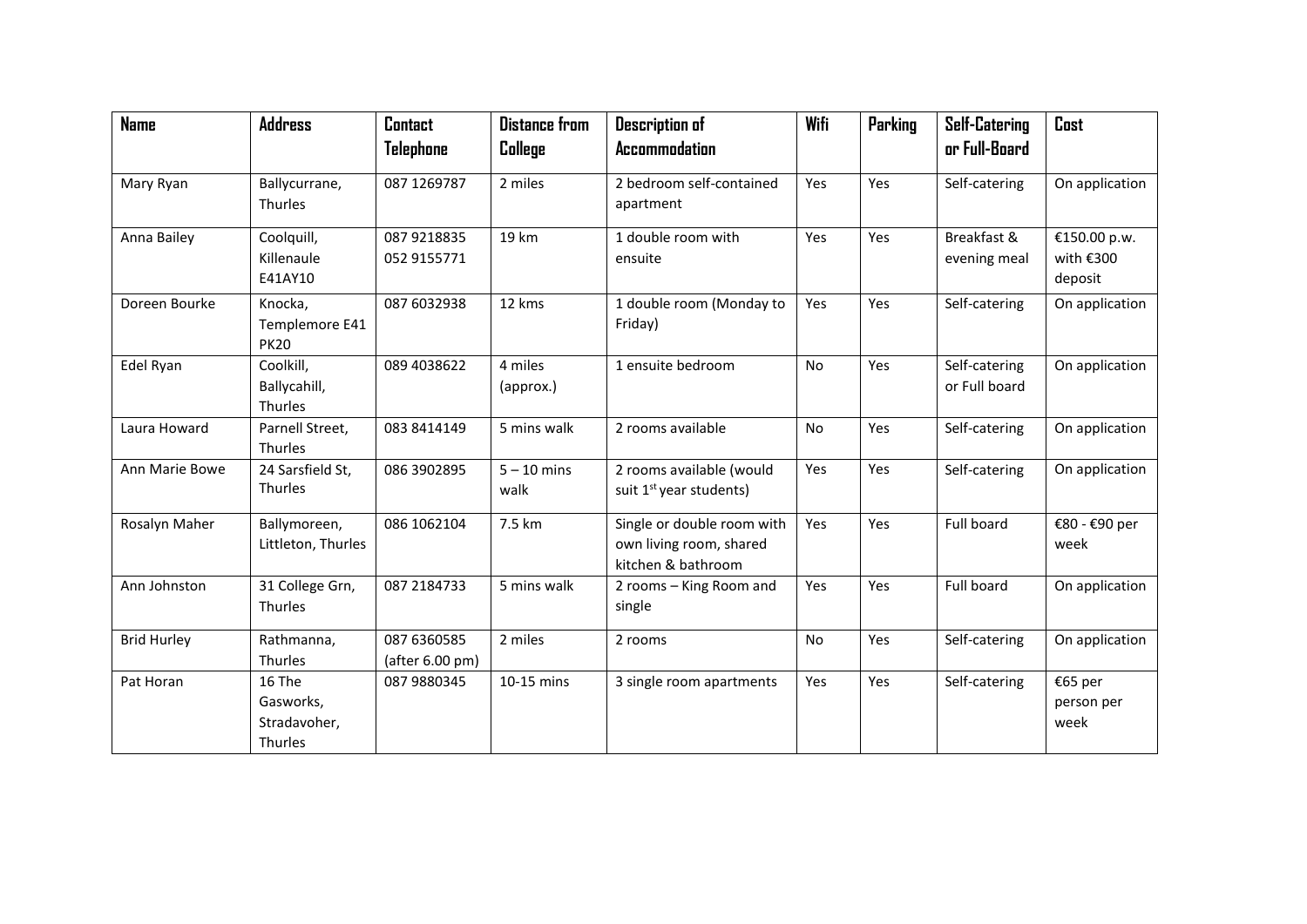| Name | Address | Contact Telephone | Distance from College | Description of Accommodation | Wifi | Parking | Self-Catering or Full-Board | Cost |
|---|---|---|---|---|---|---|---|---|
| Mary Ryan | Ballycurrane, Thurles | 087 1269787 | 2 miles | 2 bedroom self-contained apartment | Yes | Yes | Self-catering | On application |
| Anna Bailey | Coolquill, Killenaule E41AY10 | 087 9218835 052 9155771 | 19 km | 1 double room with ensuite | Yes | Yes | Breakfast & evening meal | €150.00 p.w. with €300 deposit |
| Doreen Bourke | Knocka, Templemore E41 PK20 | 087 6032938 | 12 kms | 1 double room (Monday to Friday) | Yes | Yes | Self-catering | On application |
| Edel Ryan | Coolkill, Ballycahill, Thurles | 089 4038622 | 4 miles (approx.) | 1 ensuite bedroom | No | Yes | Self-catering or Full board | On application |
| Laura Howard | Parnell Street, Thurles | 083 8414149 | 5 mins walk | 2 rooms available | No | Yes | Self-catering | On application |
| Ann Marie Bowe | 24 Sarsfield St, Thurles | 086 3902895 | 5 – 10 mins walk | 2 rooms available (would suit 1st year students) | Yes | Yes | Self-catering | On application |
| Rosalyn Maher | Ballymoreen, Littleton, Thurles | 086 1062104 | 7.5 km | Single or double room with own living room, shared kitchen & bathroom | Yes | Yes | Full board | €80 - €90 per week |
| Ann Johnston | 31 College Grn, Thurles | 087 2184733 | 5 mins walk | 2 rooms – King Room and single | Yes | Yes | Full board | On application |
| Brid Hurley | Rathmanna, Thurles | 087 6360585 (after 6.00 pm) | 2 miles | 2 rooms | No | Yes | Self-catering | On application |
| Pat Horan | 16 The Gasworks, Stradavoher, Thurles | 087 9880345 | 10-15 mins | 3 single room apartments | Yes | Yes | Self-catering | €65 per person per week |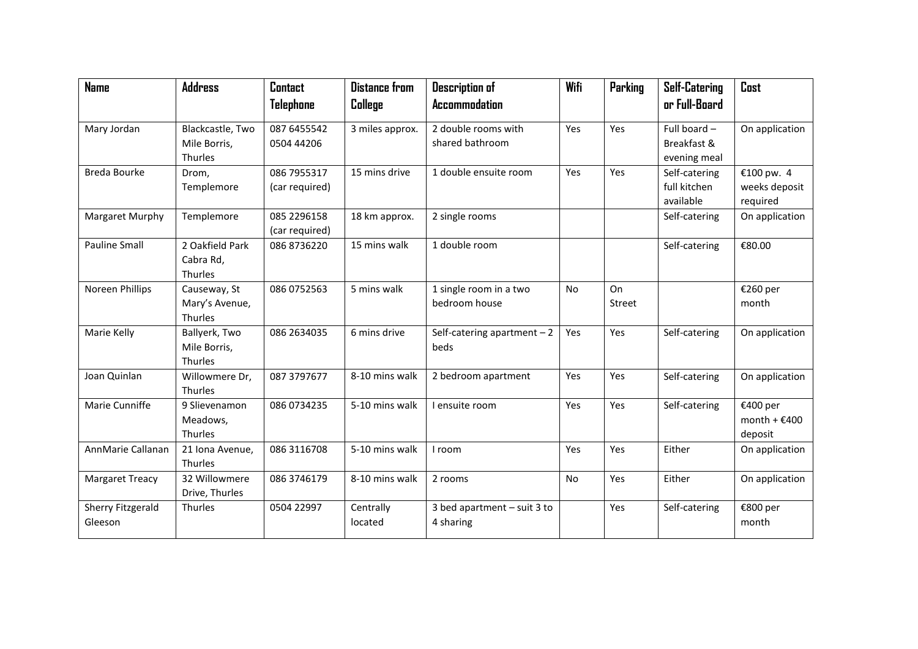| Name | Address | Contact Telephone | Distance from College | Description of Accommodation | Wifi | Parking | Self-Catering or Full-Board | Cost |
|---|---|---|---|---|---|---|---|---|
| Mary Jordan | Blackcastle, Two Mile Borris, Thurles | 087 6455542 0504 44206 | 3 miles approx. | 2 double rooms with shared bathroom | Yes | Yes | Full board – Breakfast & evening meal | On application |
| Breda Bourke | Drom, Templemore | 086 7955317 (car required) | 15 mins drive | 1 double ensuite room | Yes | Yes | Self-catering full kitchen available | €100 pw. 4 weeks deposit required |
| Margaret Murphy | Templemore | 085 2296158 (car required) | 18 km approx. | 2 single rooms | | | Self-catering | On application |
| Pauline Small | 2 Oakfield Park Cabra Rd, Thurles | 086 8736220 | 15 mins walk | 1 double room | | | Self-catering | €80.00 |
| Noreen Phillips | Causeway, St Mary's Avenue, Thurles | 086 0752563 | 5 mins walk | 1 single room in a two bedroom house | No | On Street | | €260 per month |
| Marie Kelly | Ballyerk, Two Mile Borris, Thurles | 086 2634035 | 6 mins drive | Self-catering apartment – 2 beds | Yes | Yes | Self-catering | On application |
| Joan Quinlan | Willowmere Dr, Thurles | 087 3797677 | 8-10 mins walk | 2 bedroom apartment | Yes | Yes | Self-catering | On application |
| Marie Cunniffe | 9 Slievenamon Meadows, Thurles | 086 0734235 | 5-10 mins walk | I ensuite room | Yes | Yes | Self-catering | €400 per month + €400 deposit |
| AnnMarie Callanan | 21 Iona Avenue, Thurles | 086 3116708 | 5-10 mins walk | I room | Yes | Yes | Either | On application |
| Margaret Treacy | 32 Willowmere Drive, Thurles | 086 3746179 | 8-10 mins walk | 2 rooms | No | Yes | Either | On application |
| Sherry Fitzgerald Gleeson | Thurles | 0504 22997 | Centrally located | 3 bed apartment – suit 3 to 4 sharing | | Yes | Self-catering | €800 per month |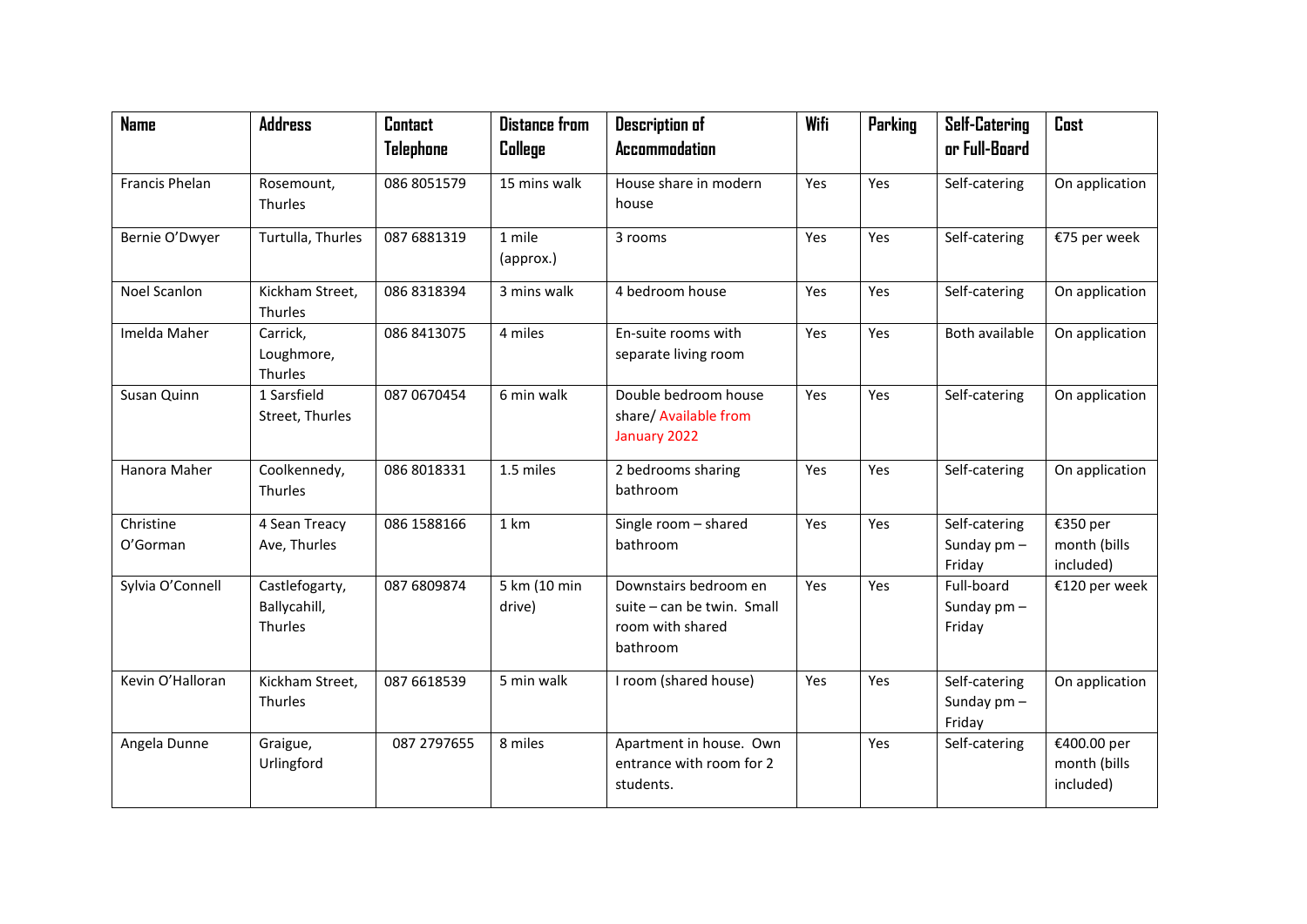| Name | Address | Contact Telephone | Distance from College | Description of Accommodation | Wifi | Parking | Self-Catering or Full-Board | Cost |
|---|---|---|---|---|---|---|---|---|
| Francis Phelan | Rosemount, Thurles | 086 8051579 | 15 mins walk | House share in modern house | Yes | Yes | Self-catering | On application |
| Bernie O'Dwyer | Turtulla, Thurles | 087 6881319 | 1 mile (approx.) | 3 rooms | Yes | Yes | Self-catering | €75 per week |
| Noel Scanlon | Kickham Street, Thurles | 086 8318394 | 3 mins walk | 4 bedroom house | Yes | Yes | Self-catering | On application |
| Imelda Maher | Carrick, Loughmore, Thurles | 086 8413075 | 4 miles | En-suite rooms with separate living room | Yes | Yes | Both available | On application |
| Susan Quinn | 1 Sarsfield Street, Thurles | 087 0670454 | 6 min walk | Double bedroom house share/ Available from January 2022 | Yes | Yes | Self-catering | On application |
| Hanora Maher | Coolkennedy, Thurles | 086 8018331 | 1.5 miles | 2 bedrooms sharing bathroom | Yes | Yes | Self-catering | On application |
| Christine O'Gorman | 4 Sean Treacy Ave, Thurles | 086 1588166 | 1 km | Single room – shared bathroom | Yes | Yes | Self-catering Sunday pm – Friday | €350 per month (bills included) |
| Sylvia O'Connell | Castlefogarty, Ballycahill, Thurles | 087 6809874 | 5 km (10 min drive) | Downstairs bedroom en suite – can be twin. Small room with shared bathroom | Yes | Yes | Full-board Sunday pm – Friday | €120 per week |
| Kevin O'Halloran | Kickham Street, Thurles | 087 6618539 | 5 min walk | I room (shared house) | Yes | Yes | Self-catering Sunday pm – Friday | On application |
| Angela Dunne | Graigue, Urlingford | 087 2797655 | 8 miles | Apartment in house. Own entrance with room for 2 students. | | Yes | Self-catering | €400.00 per month (bills included) |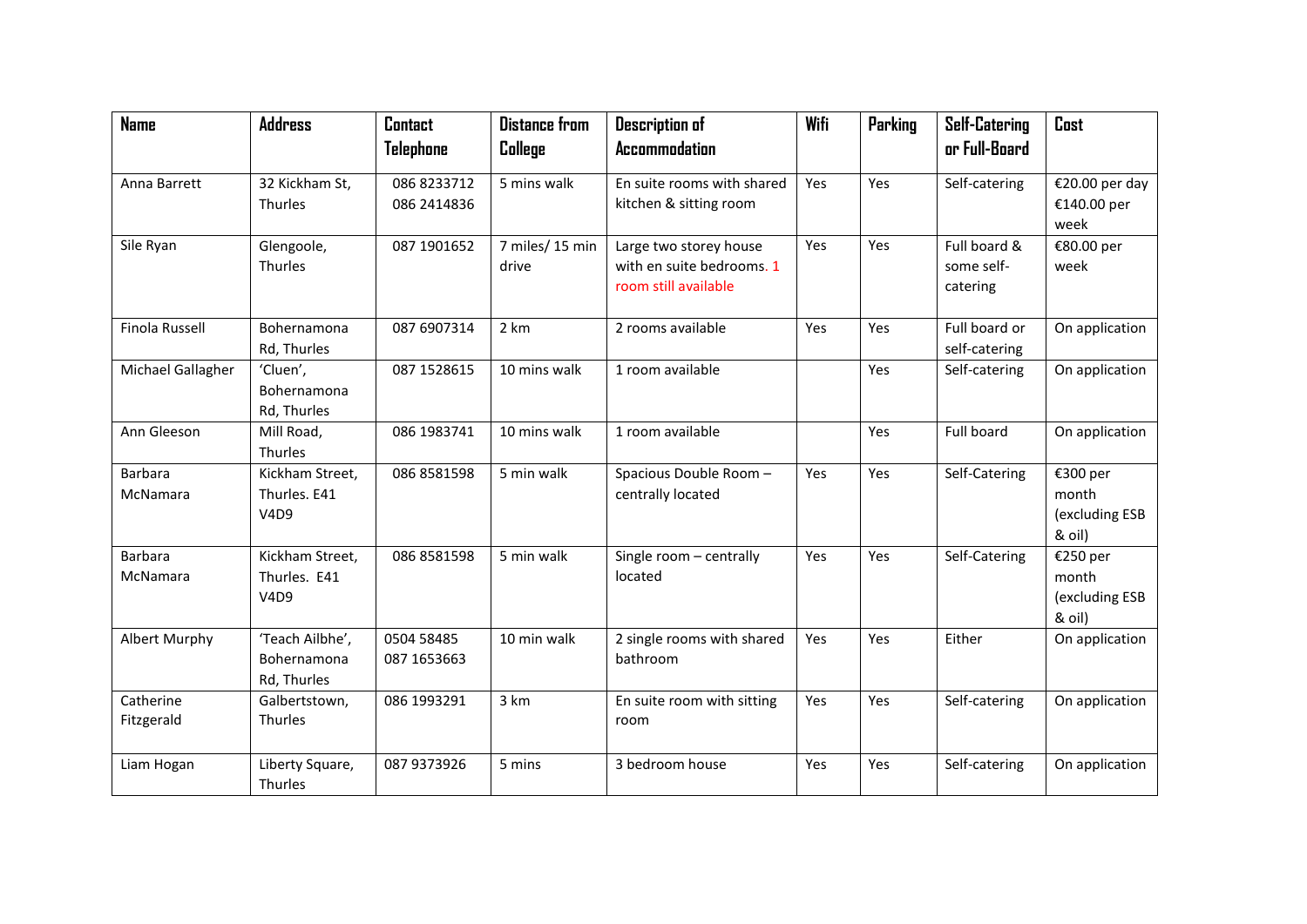| Name | Address | Contact Telephone | Distance from College | Description of Accommodation | Wifi | Parking | Self-Catering or Full-Board | Cost |
|---|---|---|---|---|---|---|---|---|
| Anna Barrett | 32 Kickham St, Thurles | 086 8233712 086 2414836 | 5 mins walk | En suite rooms with shared kitchen & sitting room | Yes | Yes | Self-catering | €20.00 per day €140.00 per week |
| Sile Ryan | Glengoole, Thurles | 087 1901652 | 7 miles/ 15 min drive | Large two storey house with en suite bedrooms. 1 room still available | Yes | Yes | Full board & some self-catering | €80.00 per week |
| Finola Russell | Bohernamona Rd, Thurles | 087 6907314 | 2 km | 2 rooms available | Yes | Yes | Full board or self-catering | On application |
| Michael Gallagher | 'Cluen', Bohernamona Rd, Thurles | 087 1528615 | 10 mins walk | 1 room available | | Yes | Self-catering | On application |
| Ann Gleeson | Mill Road, Thurles | 086 1983741 | 10 mins walk | 1 room available | | Yes | Full board | On application |
| Barbara McNamara | Kickham Street, Thurles. E41 V4D9 | 086 8581598 | 5 min walk | Spacious Double Room – centrally located | Yes | Yes | Self-Catering | €300 per month (excluding ESB & oil) |
| Barbara McNamara | Kickham Street, Thurles. E41 V4D9 | 086 8581598 | 5 min walk | Single room – centrally located | Yes | Yes | Self-Catering | €250 per month (excluding ESB & oil) |
| Albert Murphy | 'Teach Ailbhe', Bohernamona Rd, Thurles | 0504 58485 087 1653663 | 10 min walk | 2 single rooms with shared bathroom | Yes | Yes | Either | On application |
| Catherine Fitzgerald | Galbertstown, Thurles | 086 1993291 | 3 km | En suite room with sitting room | Yes | Yes | Self-catering | On application |
| Liam Hogan | Liberty Square, Thurles | 087 9373926 | 5 mins | 3 bedroom house | Yes | Yes | Self-catering | On application |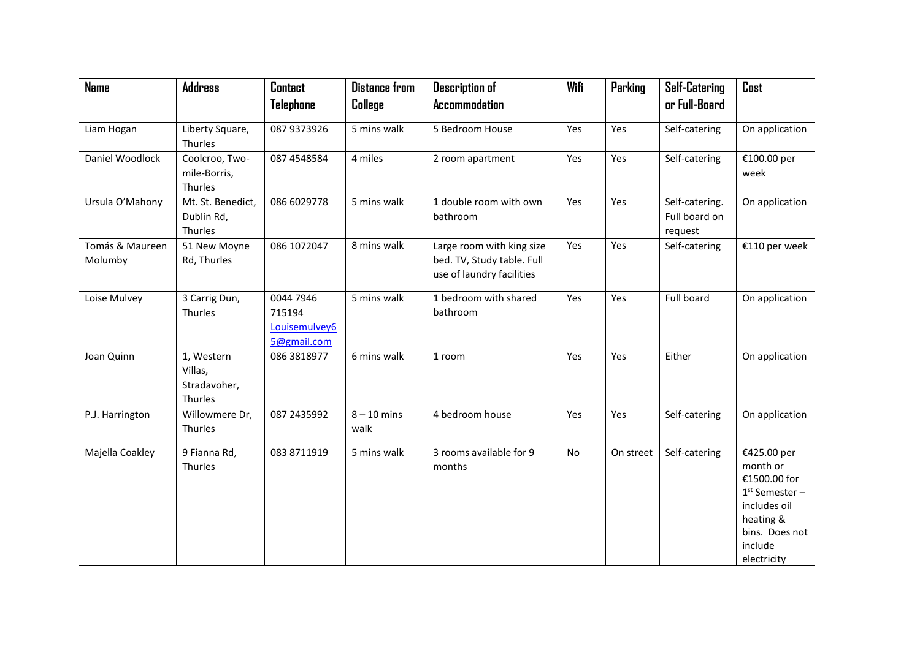| Name | Address | Contact Telephone | Distance from College | Description of Accommodation | Wifi | Parking | Self-Catering or Full-Board | Cost |
|---|---|---|---|---|---|---|---|---|
| Liam Hogan | Liberty Square, Thurles | 087 9373926 | 5 mins walk | 5 Bedroom House | Yes | Yes | Self-catering | On application |
| Daniel Woodlock | Coolcroo, Two-mile-Borris, Thurles | 087 4548584 | 4 miles | 2 room apartment | Yes | Yes | Self-catering | €100.00 per week |
| Ursula O'Mahony | Mt. St. Benedict, Dublin Rd, Thurles | 086 6029778 | 5 mins walk | 1 double room with own bathroom | Yes | Yes | Self-catering. Full board on request | On application |
| Tomás & Maureen Molumby | 51 New Moyne Rd, Thurles | 086 1072047 | 8 mins walk | Large room with king size bed. TV, Study table. Full use of laundry facilities | Yes | Yes | Self-catering | €110 per week |
| Loise Mulvey | 3 Carrig Dun, Thurles | 0044 7946 715194 Louisemulvey65@gmail.com | 5 mins walk | 1 bedroom with shared bathroom | Yes | Yes | Full board | On application |
| Joan Quinn | 1, Western Villas, Stradavoher, Thurles | 086 3818977 | 6 mins walk | 1 room | Yes | Yes | Either | On application |
| P.J. Harrington | Willowmere Dr, Thurles | 087 2435992 | 8 – 10 mins walk | 4 bedroom house | Yes | Yes | Self-catering | On application |
| Majella Coakley | 9 Fianna Rd, Thurles | 083 8711919 | 5 mins walk | 3 rooms available for 9 months | No | On street | Self-catering | €425.00 per month or €1500.00 for 1st Semester – includes oil heating & bins. Does not include electricity |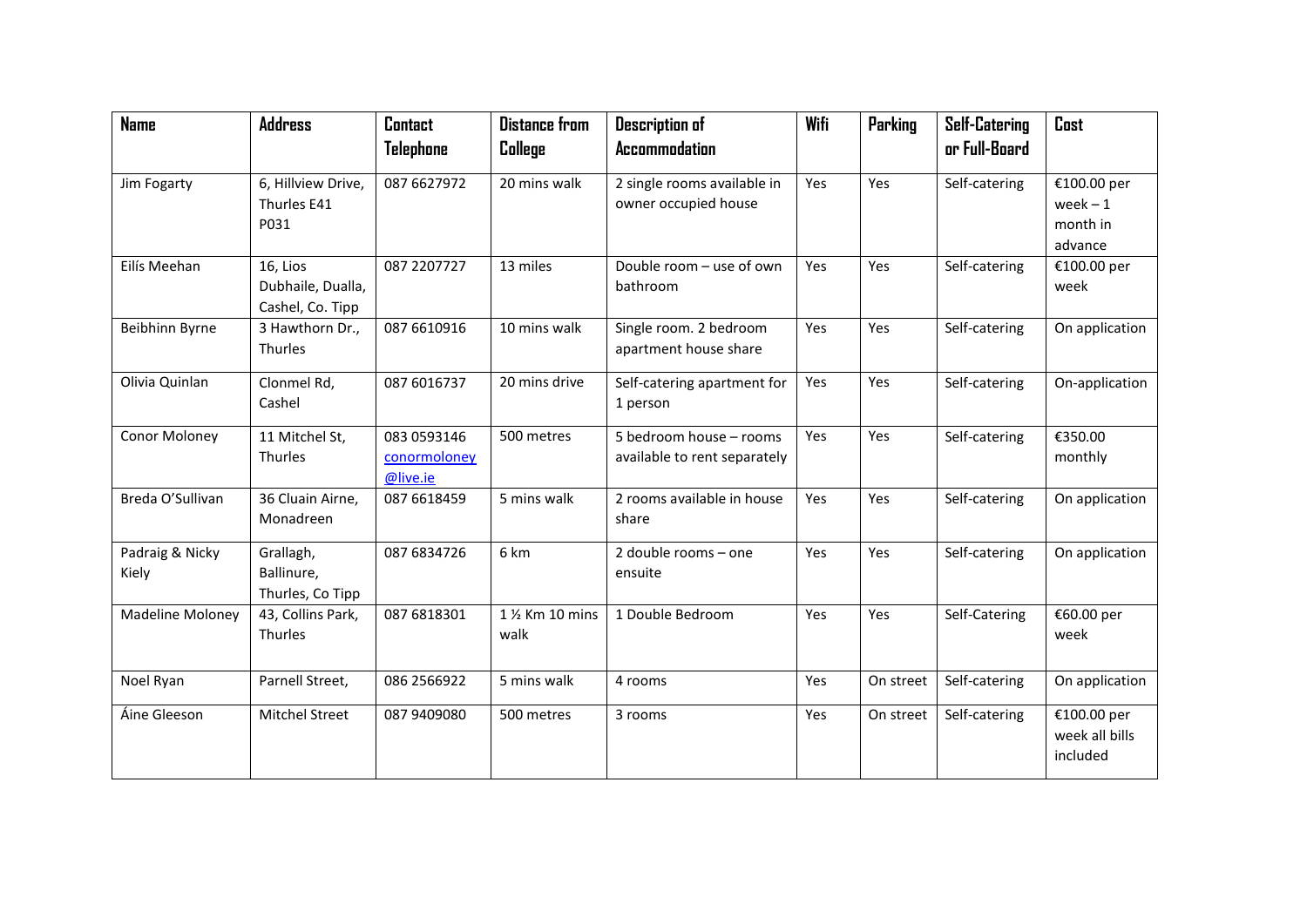| Name | Address | Contact Telephone | Distance from College | Description of Accommodation | Wifi | Parking | Self-Catering or Full-Board | Cost |
|---|---|---|---|---|---|---|---|---|
| Jim Fogarty | 6, Hillview Drive, Thurles E41 P031 | 087 6627972 | 20 mins walk | 2 single rooms available in owner occupied house | Yes | Yes | Self-catering | €100.00 per week – 1 month in advance |
| Eilís Meehan | 16, Lios Dubhaile, Dualla, Cashel, Co. Tipp | 087 2207727 | 13 miles | Double room – use of own bathroom | Yes | Yes | Self-catering | €100.00 per week |
| Beibhinn Byrne | 3 Hawthorn Dr., Thurles | 087 6610916 | 10 mins walk | Single room. 2 bedroom apartment house share | Yes | Yes | Self-catering | On application |
| Olivia Quinlan | Clonmel Rd, Cashel | 087 6016737 | 20 mins drive | Self-catering apartment for 1 person | Yes | Yes | Self-catering | On-application |
| Conor Moloney | 11 Mitchel St, Thurles | 083 0593146 conormoloney@live.ie | 500 metres | 5 bedroom house – rooms available to rent separately | Yes | Yes | Self-catering | €350.00 monthly |
| Breda O'Sullivan | 36 Cluain Airne, Monadreen | 087 6618459 | 5 mins walk | 2 rooms available in house share | Yes | Yes | Self-catering | On application |
| Padraig & Nicky Kiely | Grallagh, Ballinure, Thurles, Co Tipp | 087 6834726 | 6 km | 2 double rooms – one ensuite | Yes | Yes | Self-catering | On application |
| Madeline Moloney | 43, Collins Park, Thurles | 087 6818301 | 1 ½ Km 10 mins walk | 1 Double Bedroom | Yes | Yes | Self-Catering | €60.00 per week |
| Noel Ryan | Parnell Street, | 086 2566922 | 5 mins walk | 4 rooms | Yes | On street | Self-catering | On application |
| Áine Gleeson | Mitchel Street | 087 9409080 | 500 metres | 3 rooms | Yes | On street | Self-catering | €100.00 per week all bills included |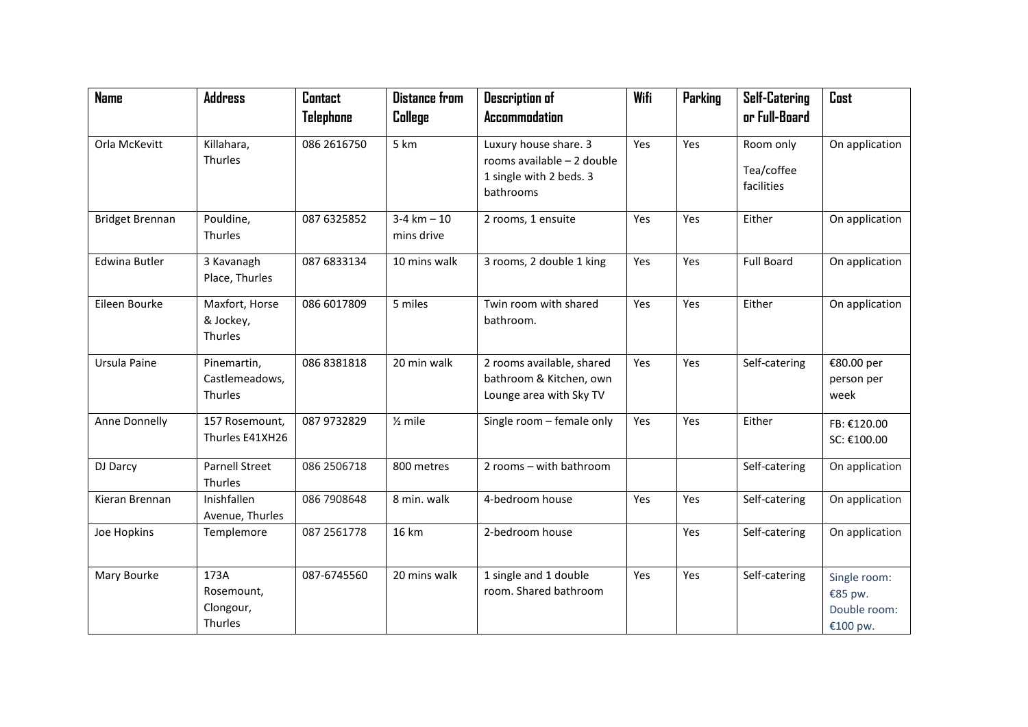| Name | Address | Contact Telephone | Distance from College | Description of Accommodation | Wifi | Parking | Self-Catering or Full-Board | Cost |
|---|---|---|---|---|---|---|---|---|
| Orla McKevitt | Killahara, Thurles | 086 2616750 | 5 km | Luxury house share. 3 rooms available – 2 double 1 single with 2 beds. 3 bathrooms | Yes | Yes | Room only<br>Tea/coffee facilities | On application |
| Bridget Brennan | Pouldine, Thurles | 087 6325852 | 3-4 km – 10 mins drive | 2 rooms, 1 ensuite | Yes | Yes | Either | On application |
| Edwina Butler | 3 Kavanagh Place, Thurles | 087 6833134 | 10 mins walk | 3 rooms, 2 double 1 king | Yes | Yes | Full Board | On application |
| Eileen Bourke | Maxfort, Horse & Jockey, Thurles | 086 6017809 | 5 miles | Twin room with shared bathroom. | Yes | Yes | Either | On application |
| Ursula Paine | Pinemartin, Castlemeadows, Thurles | 086 8381818 | 20 min walk | 2 rooms available, shared bathroom & Kitchen, own Lounge area with Sky TV | Yes | Yes | Self-catering | €80.00 per person per week |
| Anne Donnelly | 157 Rosemount, Thurles E41XH26 | 087 9732829 | ½ mile | Single room – female only | Yes | Yes | Either | FB: €120.00<br>SC: €100.00 |
| DJ Darcy | Parnell Street Thurles | 086 2506718 | 800 metres | 2 rooms – with bathroom | | | Self-catering | On application |
| Kieran Brennan | Inishfallen Avenue, Thurles | 086 7908648 | 8 min. walk | 4-bedroom house | Yes | Yes | Self-catering | On application |
| Joe Hopkins | Templemore | 087 2561778 | 16 km | 2-bedroom house | | Yes | Self-catering | On application |
| Mary Bourke | 173A Rosemount, Clongour, Thurles | 087-6745560 | 20 mins walk | 1 single and 1 double room. Shared bathroom | Yes | Yes | Self-catering | Single room: €85 pw.<br>Double room: €100 pw. |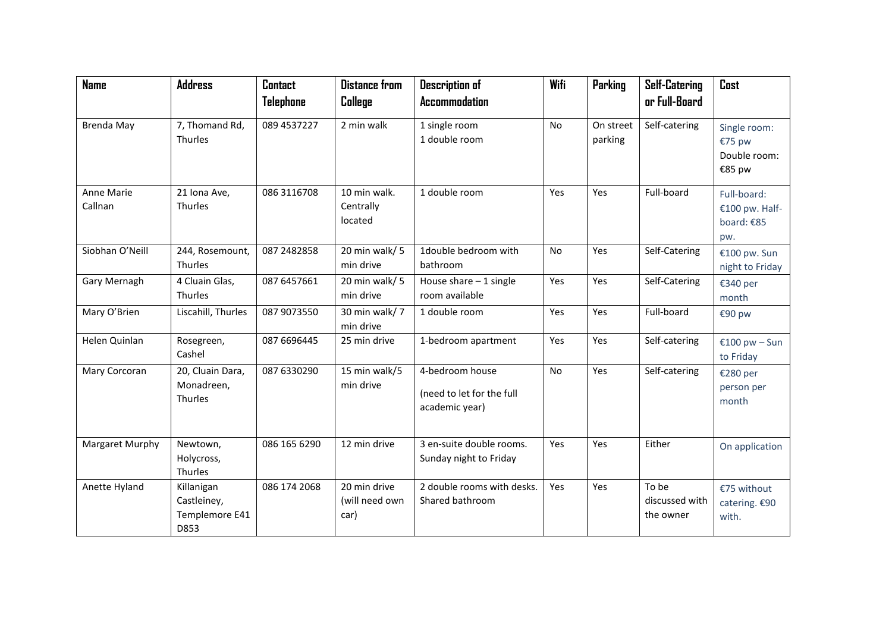| Name | Address | Contact Telephone | Distance from College | Description of Accommodation | Wifi | Parking | Self-Catering or Full-Board | Cost |
|---|---|---|---|---|---|---|---|---|
| Brenda May | 7, Thomand Rd, Thurles | 089 4537227 | 2 min walk | 1 single room<br>1 double room | No | On street parking | Self-catering | Single room: €75 pw<br>Double room: €85 pw |
| Anne Marie Callnan | 21 Iona Ave, Thurles | 086 3116708 | 10 min walk. Centrally located | 1 double room | Yes | Yes | Full-board | Full-board: €100 pw. Half-board: €85 pw. |
| Siobhan O'Neill | 244, Rosemount, Thurles | 087 2482858 | 20 min walk/ 5 min drive | 1double bedroom with bathroom | No | Yes | Self-Catering | €100 pw. Sun night to Friday |
| Gary Mernagh | 4 Cluain Glas, Thurles | 087 6457661 | 20 min walk/ 5 min drive | House share – 1 single room available | Yes | Yes | Self-Catering | €340 per month |
| Mary O'Brien | Liscahill, Thurles | 087 9073550 | 30 min walk/ 7 min drive | 1 double room | Yes | Yes | Full-board | €90 pw |
| Helen Quinlan | Rosegreen, Cashel | 087 6696445 | 25 min drive | 1-bedroom apartment | Yes | Yes | Self-catering | €100 pw – Sun to Friday |
| Mary Corcoran | 20, Cluain Dara, Monadreen, Thurles | 087 6330290 | 15 min walk/5 min drive | 4-bedroom house<br>(need to let for the full academic year) | No | Yes | Self-catering | €280 per person per month |
| Margaret Murphy | Newtown, Holycross, Thurles | 086 165 6290 | 12 min drive | 3 en-suite double rooms. Sunday night to Friday | Yes | Yes | Either | On application |
| Anette Hyland | Killanigan Castleiney, Templemore E41 D853 | 086 174 2068 | 20 min drive (will need own car) | 2 double rooms with desks. Shared bathroom | Yes | Yes | To be discussed with the owner | €75 without catering. €90 with. |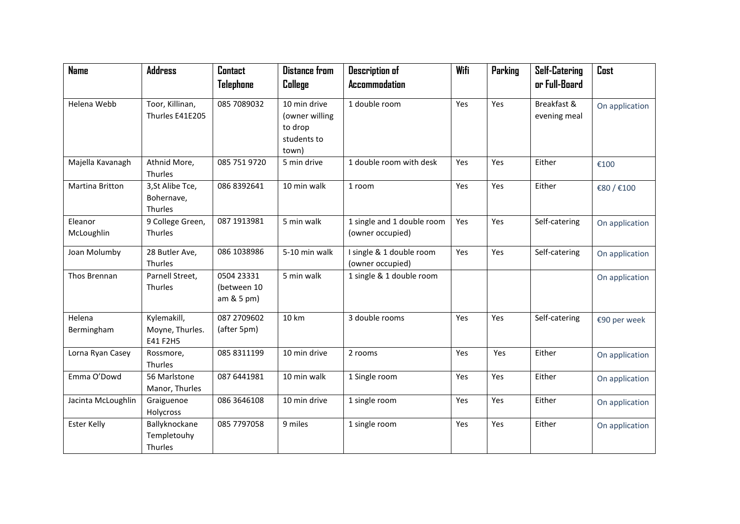| Name | Address | Contact Telephone | Distance from College | Description of Accommodation | Wifi | Parking | Self-Catering or Full-Board | Cost |
|---|---|---|---|---|---|---|---|---|
| Helena Webb | Toor, Killinan, Thurles E41E205 | 085 7089032 | 10 min drive (owner willing to drop students to town) | 1 double room | Yes | Yes | Breakfast & evening meal | On application |
| Majella Kavanagh | Athnid More, Thurles | 085 751 9720 | 5 min drive | 1 double room with desk | Yes | Yes | Either | €100 |
| Martina Britton | 3,St Alibe Tce, Bohernave, Thurles | 086 8392641 | 10 min walk | 1 room | Yes | Yes | Either | €80 / €100 |
| Eleanor McLoughlin | 9 College Green, Thurles | 087 1913981 | 5 min walk | 1 single and 1 double room (owner occupied) | Yes | Yes | Self-catering | On application |
| Joan Molumby | 28 Butler Ave, Thurles | 086 1038986 | 5-10 min walk | I single & 1 double room (owner occupied) | Yes | Yes | Self-catering | On application |
| Thos Brennan | Parnell Street, Thurles | 0504 23331 (between 10 am & 5 pm) | 5 min walk | 1 single & 1 double room | | | | On application |
| Helena Bermingham | Kylemakill, Moyne, Thurles. E41 F2H5 | 087 2709602 (after 5pm) | 10 km | 3 double rooms | Yes | Yes | Self-catering | €90 per week |
| Lorna Ryan Casey | Rossmore, Thurles | 085 8311199 | 10 min drive | 2 rooms | Yes | Yes | Either | On application |
| Emma O'Dowd | 56 Marlstone Manor, Thurles | 087 6441981 | 10 min walk | 1 Single room | Yes | Yes | Either | On application |
| Jacinta McLoughlin | Graiguenoe Holycross | 086 3646108 | 10 min drive | 1 single room | Yes | Yes | Either | On application |
| Ester Kelly | Ballyknockane Templetouhy Thurles | 085 7797058 | 9 miles | 1 single room | Yes | Yes | Either | On application |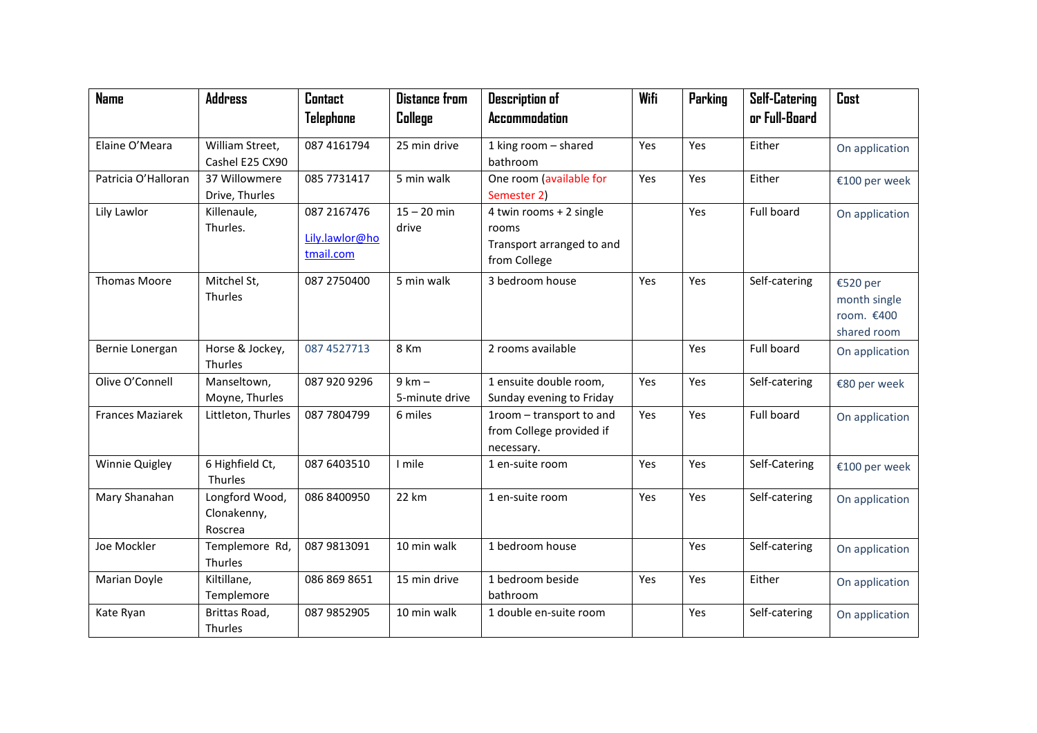| Name | Address | Contact Telephone | Distance from College | Description of Accommodation | Wifi | Parking | Self-Catering or Full-Board | Cost |
|---|---|---|---|---|---|---|---|---|
| Elaine O'Meara | William Street, Cashel E25 CX90 | 087 4161794 | 25 min drive | 1 king room – shared bathroom | Yes | Yes | Either | On application |
| Patricia O'Halloran | 37 Willowmere Drive, Thurles | 085 7731417 | 5 min walk | One room (available for Semester 2) | Yes | Yes | Either | €100 per week |
| Lily Lawlor | Killenaule, Thurles. | 087 2167476 Lily.lawlor@hotmail.com | 15 – 20 min drive | 4 twin rooms + 2 single rooms Transport arranged to and from College | | Yes | Full board | On application |
| Thomas Moore | Mitchel St, Thurles | 087 2750400 | 5 min walk | 3 bedroom house | Yes | Yes | Self-catering | €520 per month single room. €400 shared room |
| Bernie Lonergan | Horse & Jockey, Thurles | 087 4527713 | 8 Km | 2 rooms available | | Yes | Full board | On application |
| Olive O'Connell | Manseltown, Moyne, Thurles | 087 920 9296 | 9 km – 5-minute drive | 1 ensuite double room, Sunday evening to Friday | Yes | Yes | Self-catering | €80 per week |
| Frances Maziarek | Littleton, Thurles | 087 7804799 | 6 miles | 1room – transport to and from College provided if necessary. | Yes | Yes | Full board | On application |
| Winnie Quigley | 6 Highfield Ct, Thurles | 087 6403510 | I mile | 1 en-suite room | Yes | Yes | Self-Catering | €100 per week |
| Mary Shanahan | Longford Wood, Clonakenny, Roscrea | 086 8400950 | 22 km | 1 en-suite room | Yes | Yes | Self-catering | On application |
| Joe Mockler | Templemore Rd, Thurles | 087 9813091 | 10 min walk | 1 bedroom house | | Yes | Self-catering | On application |
| Marian Doyle | Kiltillane, Templemore | 086 869 8651 | 15 min drive | 1 bedroom beside bathroom | Yes | Yes | Either | On application |
| Kate Ryan | Brittas Road, Thurles | 087 9852905 | 10 min walk | 1 double en-suite room | | Yes | Self-catering | On application |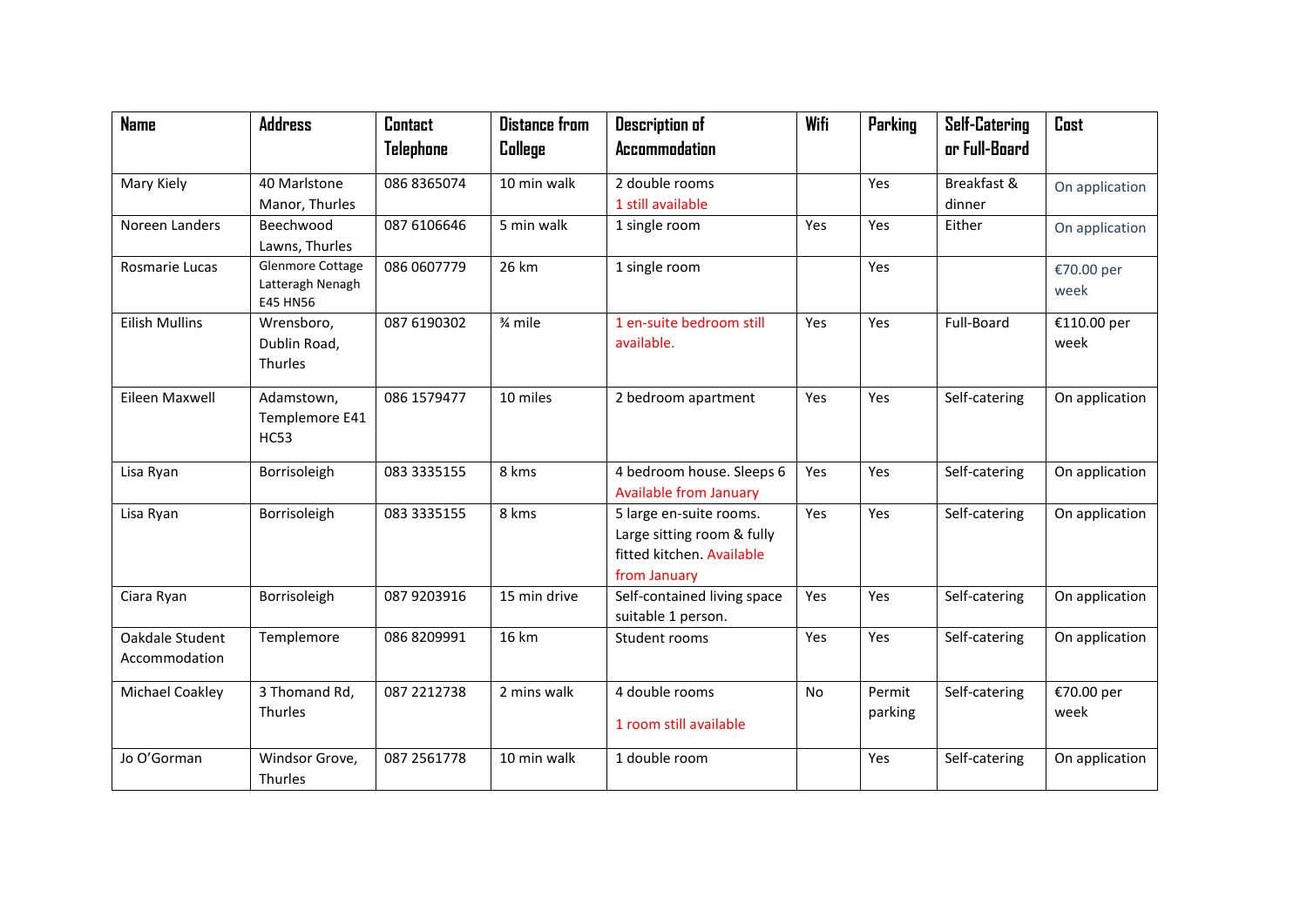| Name | Address | Contact Telephone | Distance from College | Description of Accommodation | Wifi | Parking | Self-Catering or Full-Board | Cost |
|---|---|---|---|---|---|---|---|---|
| Mary Kiely | 40 Marlstone Manor, Thurles | 086 8365074 | 10 min walk | 2 double rooms<br>1 still available | | Yes | Breakfast & dinner | On application |
| Noreen Landers | Beechwood Lawns, Thurles | 087 6106646 | 5 min walk | 1 single room | Yes | Yes | Either | On application |
| Rosmarie Lucas | Glenmore Cottage Latteragh Nenagh E45 HN56 | 086 0607779 | 26 km | 1 single room | | Yes | | €70.00 per week |
| Eilish Mullins | Wrensboro, Dublin Road, Thurles | 087 6190302 | ¾ mile | 1 en-suite bedroom still available. | Yes | Yes | Full-Board | €110.00 per week |
| Eileen Maxwell | Adamstown, Templemore E41 HC53 | 086 1579477 | 10 miles | 2 bedroom apartment | Yes | Yes | Self-catering | On application |
| Lisa Ryan | Borrisoleigh | 083 3335155 | 8 kms | 4 bedroom house. Sleeps 6 Available from January | Yes | Yes | Self-catering | On application |
| Lisa Ryan | Borrisoleigh | 083 3335155 | 8 kms | 5 large en-suite rooms. Large sitting room & fully fitted kitchen. Available from January | Yes | Yes | Self-catering | On application |
| Ciara Ryan | Borrisoleigh | 087 9203916 | 15 min drive | Self-contained living space suitable 1 person. | Yes | Yes | Self-catering | On application |
| Oakdale Student Accommodation | Templemore | 086 8209991 | 16 km | Student rooms | Yes | Yes | Self-catering | On application |
| Michael Coakley | 3 Thomand Rd, Thurles | 087 2212738 | 2 mins walk | 4 double rooms<br>1 room still available | No | Permit parking | Self-catering | €70.00 per week |
| Jo O'Gorman | Windsor Grove, Thurles | 087 2561778 | 10 min walk | 1 double room | | Yes | Self-catering | On application |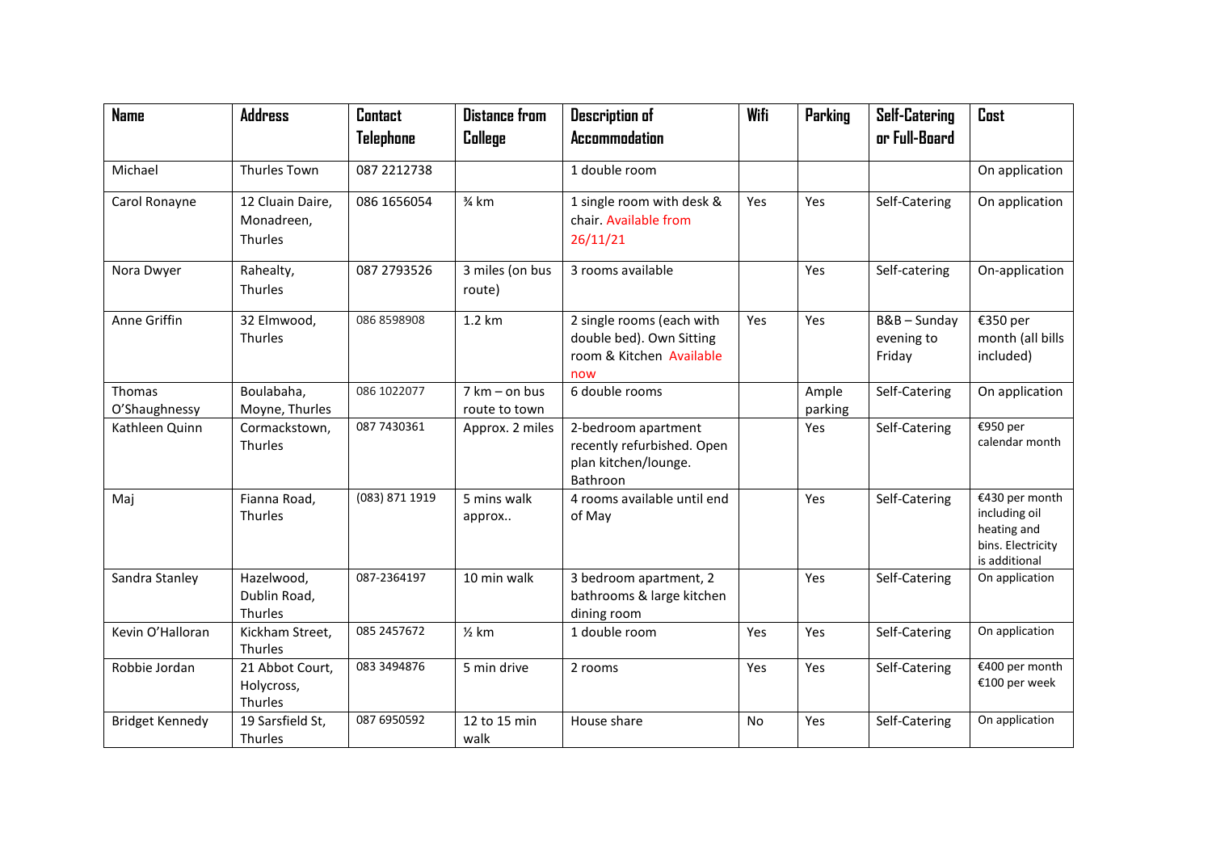| Name | Address | Contact Telephone | Distance from College | Description of Accommodation | Wifi | Parking | Self-Catering or Full-Board | Cost |
|---|---|---|---|---|---|---|---|---|
| Michael | Thurles Town | 087 2212738 | | 1 double room | | | | On application |
| Carol Ronayne | 12 Cluain Daire, Monadreen, Thurles | 086 1656054 | ¾ km | 1 single room with desk & chair. Available from 26/11/21 | Yes | Yes | Self-Catering | On application |
| Nora Dwyer | Rahealty, Thurles | 087 2793526 | 3 miles (on bus route) | 3 rooms available | | Yes | Self-catering | On-application |
| Anne Griffin | 32 Elmwood, Thurles | 086 8598908 | 1.2 km | 2 single rooms (each with double bed). Own Sitting room & Kitchen Available now | Yes | Yes | B&B – Sunday evening to Friday | €350 per month (all bills included) |
| Thomas O'Shaughnessy | Boulabaha, Moyne, Thurles | 086 1022077 | 7 km – on bus route to town | 6 double rooms | | Ample parking | Self-Catering | On application |
| Kathleen Quinn | Cormackstown, Thurles | 087 7430361 | Approx. 2 miles | 2-bedroom apartment recently refurbished. Open plan kitchen/lounge. Bathroon | | Yes | Self-Catering | €950 per calendar month |
| Maj | Fianna Road, Thurles | (083) 871 1919 | 5 mins walk approx.. | 4 rooms available until end of May | | Yes | Self-Catering | €430 per month including oil heating and bins. Electricity is additional |
| Sandra Stanley | Hazelwood, Dublin Road, Thurles | 087-2364197 | 10 min walk | 3 bedroom apartment, 2 bathrooms & large kitchen dining room | | Yes | Self-Catering | On application |
| Kevin O'Halloran | Kickham Street, Thurles | 085 2457672 | ½ km | 1 double room | Yes | Yes | Self-Catering | On application |
| Robbie Jordan | 21 Abbot Court, Holycross, Thurles | 083 3494876 | 5 min drive | 2 rooms | Yes | Yes | Self-Catering | €400 per month €100 per week |
| Bridget Kennedy | 19 Sarsfield St, Thurles | 087 6950592 | 12 to 15 min walk | House share | No | Yes | Self-Catering | On application |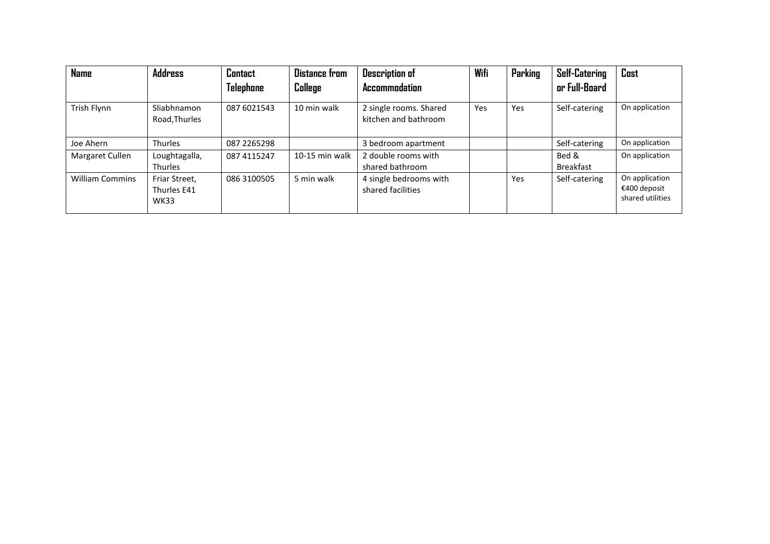| Name | Address | Contact Telephone | Distance from College | Description of Accommodation | Wifi | Parking | Self-Catering or Full-Board | Cost |
| --- | --- | --- | --- | --- | --- | --- | --- | --- |
| Trish Flynn | Sliabhnamon Road,Thurles | 087 6021543 | 10 min walk | 2 single rooms. Shared kitchen and bathroom | Yes | Yes | Self-catering | On application |
| Joe Ahern | Thurles | 087 2265298 | | 3 bedroom apartment | | | Self-catering | On application |
| Margaret Cullen | Loughtagalla, Thurles | 087 4115247 | 10-15 min walk | 2 double rooms with shared bathroom | | | Bed & Breakfast | On application |
| William Commins | Friar Street, Thurles E41 WK33 | 086 3100505 | 5 min walk | 4 single bedrooms with shared facilities | | Yes | Self-catering | On application €400 deposit shared utilities |